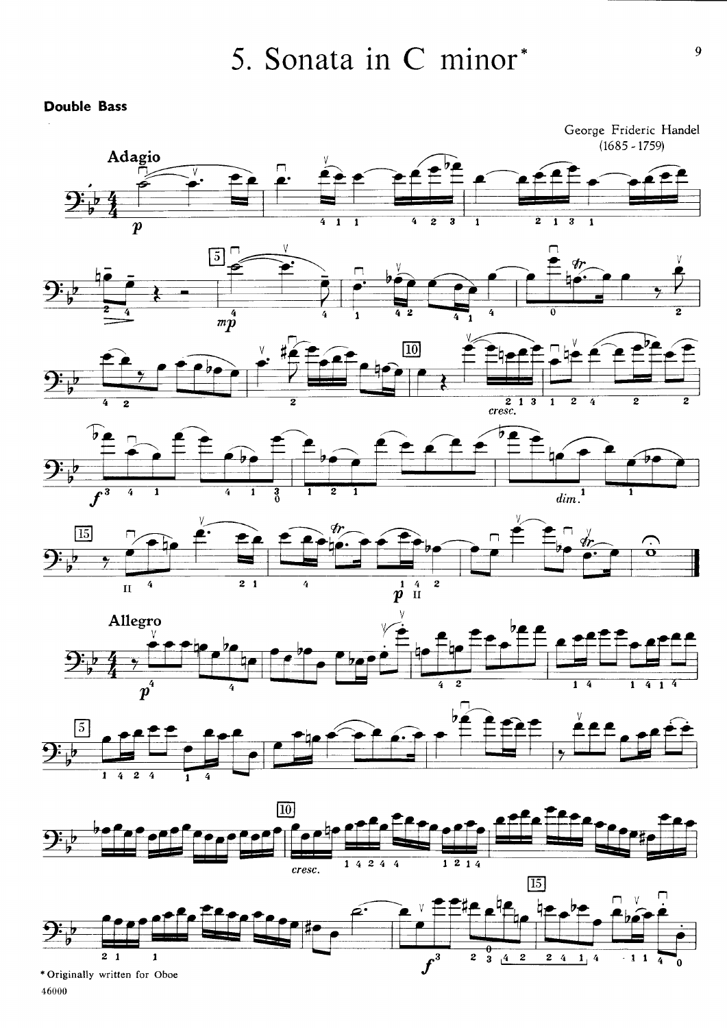# 5. Sonata in C minor*

**Double Bass**

George Frideric Handel
(1685 - 1759)

Adagio

Allegro

*Originally written for Oboe

46000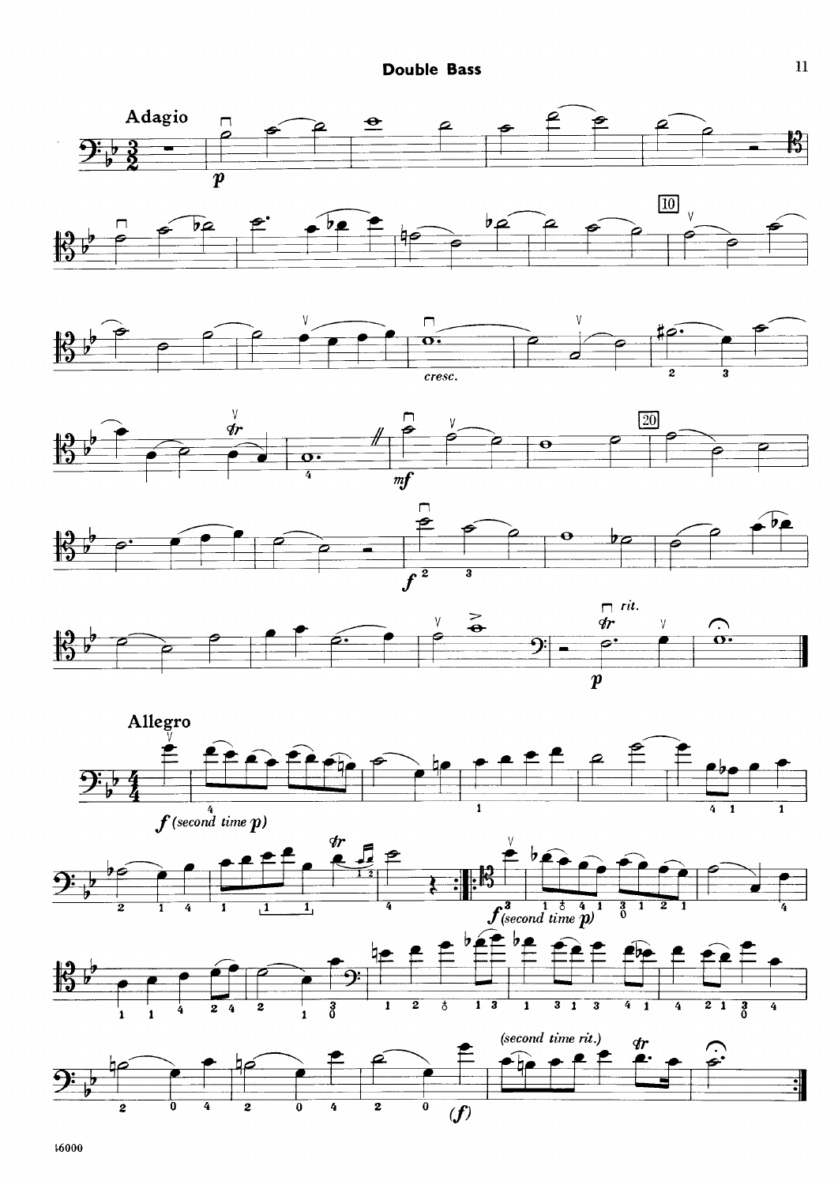Adagio

*p*

cresc.

*mf*

*f*

rit.

*p*

Allegro

*f (second time p)*

*f (second time p)*

(second time rit.)

*(f)*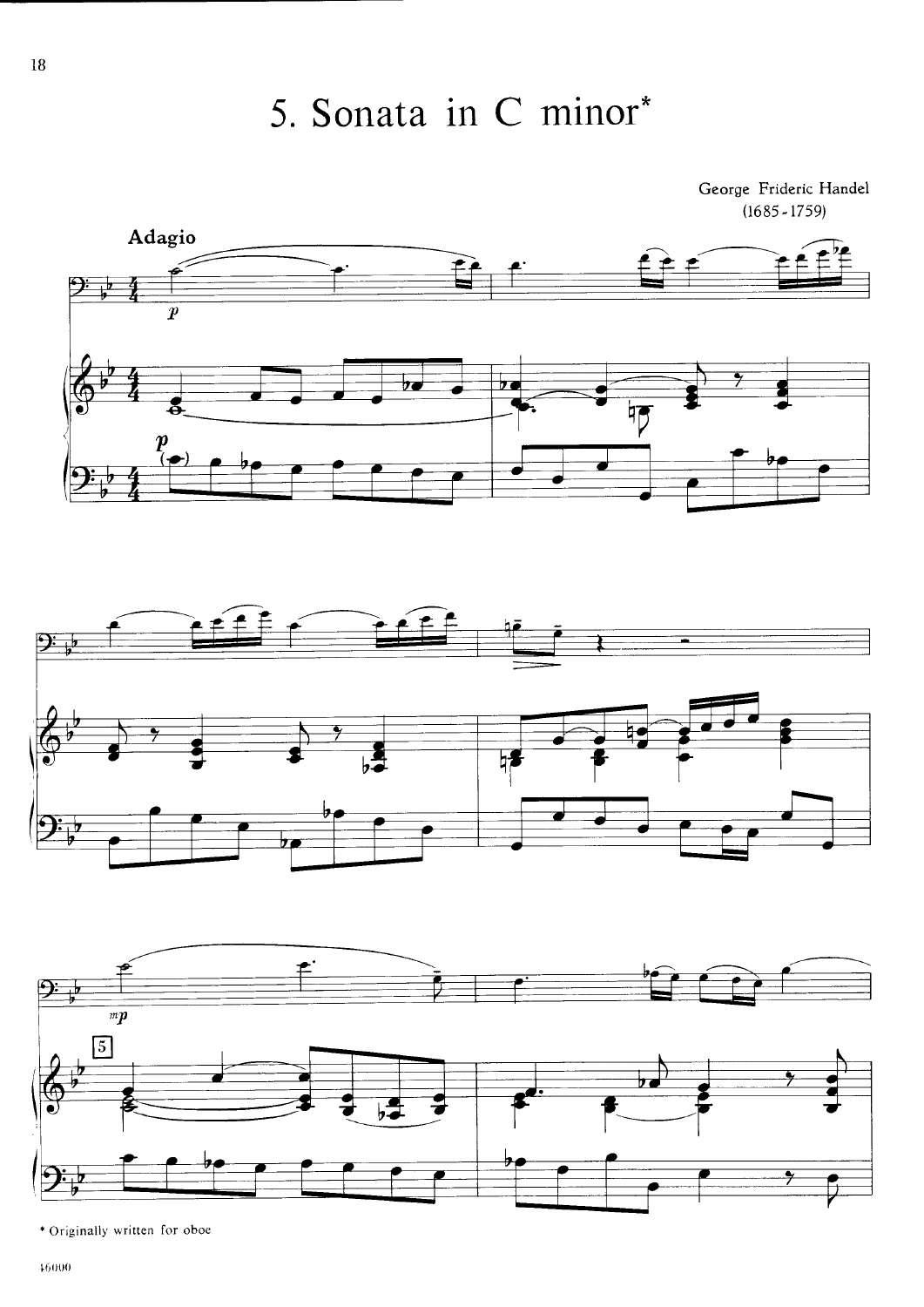# 5. Sonata in C minor*

George Frideric Handel
(1685 - 1759)

Adagio

\* Originally written for oboe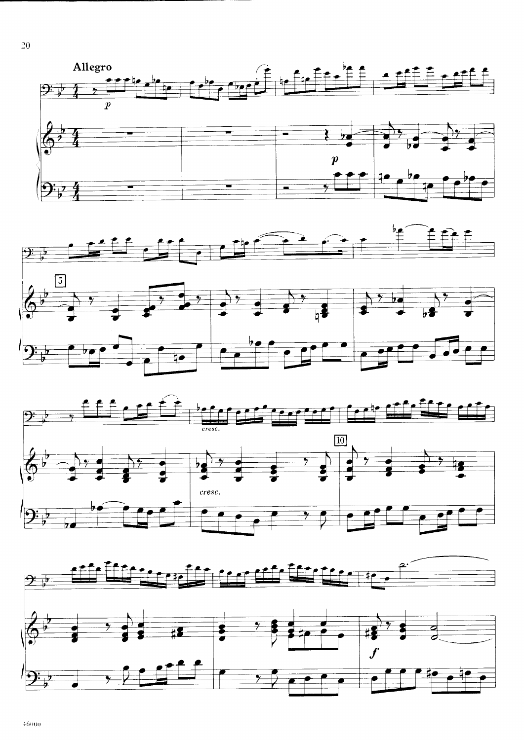Allegro

*p*

*p*

*cresc.*

*cresc.*

*f*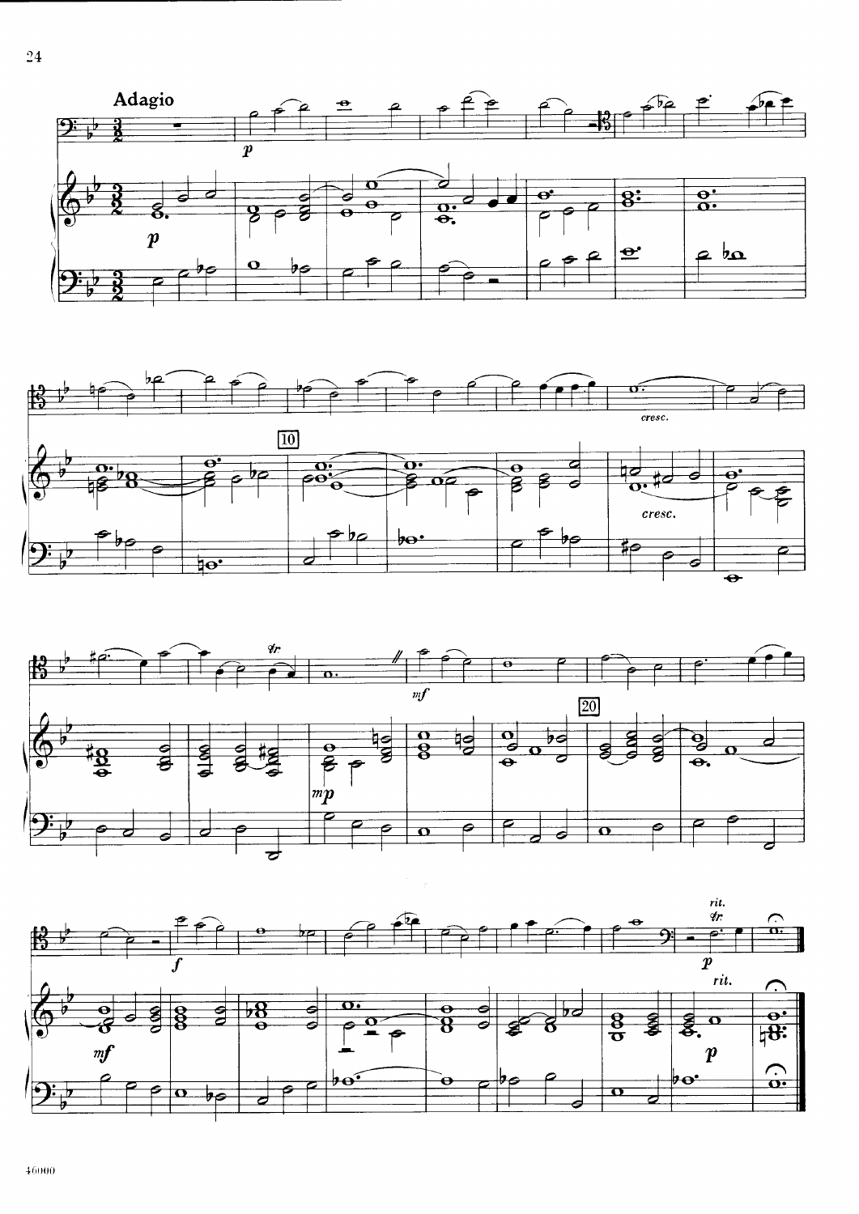Adagio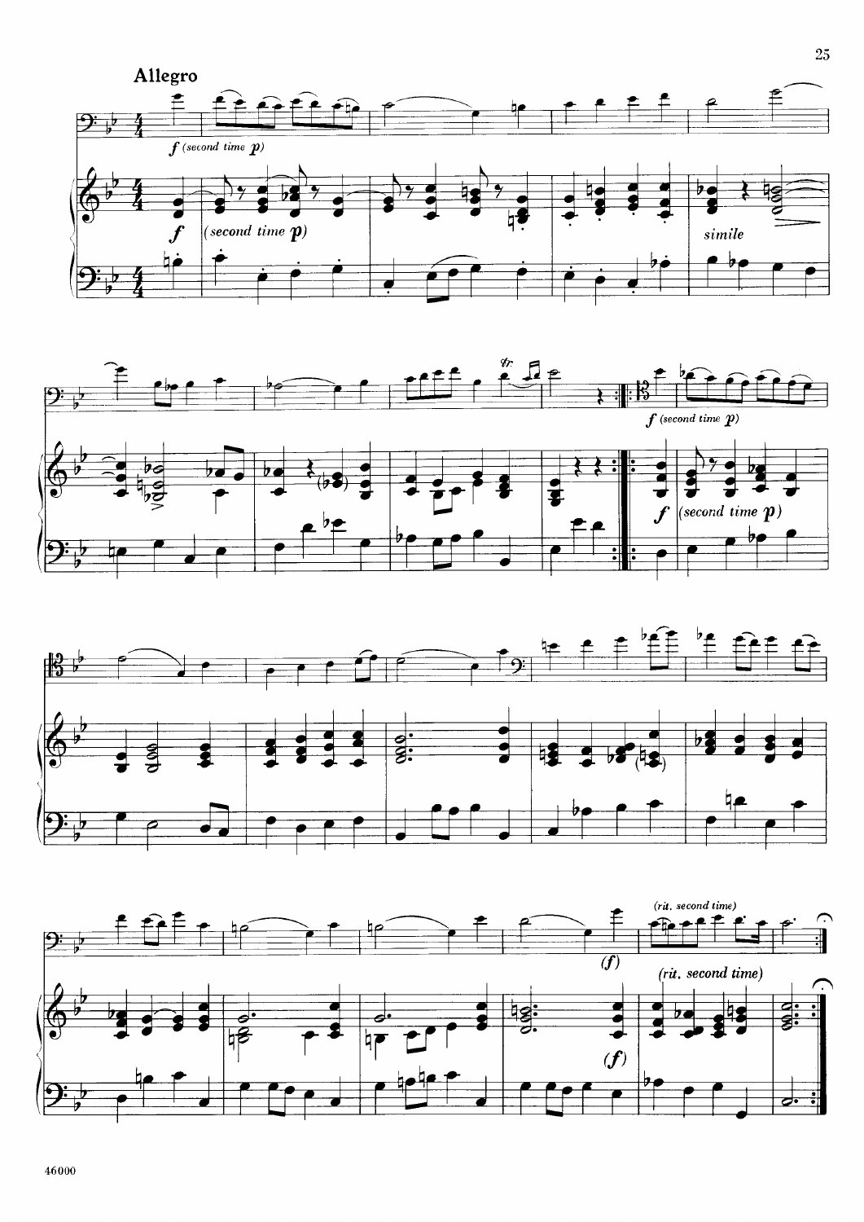**Allegro**